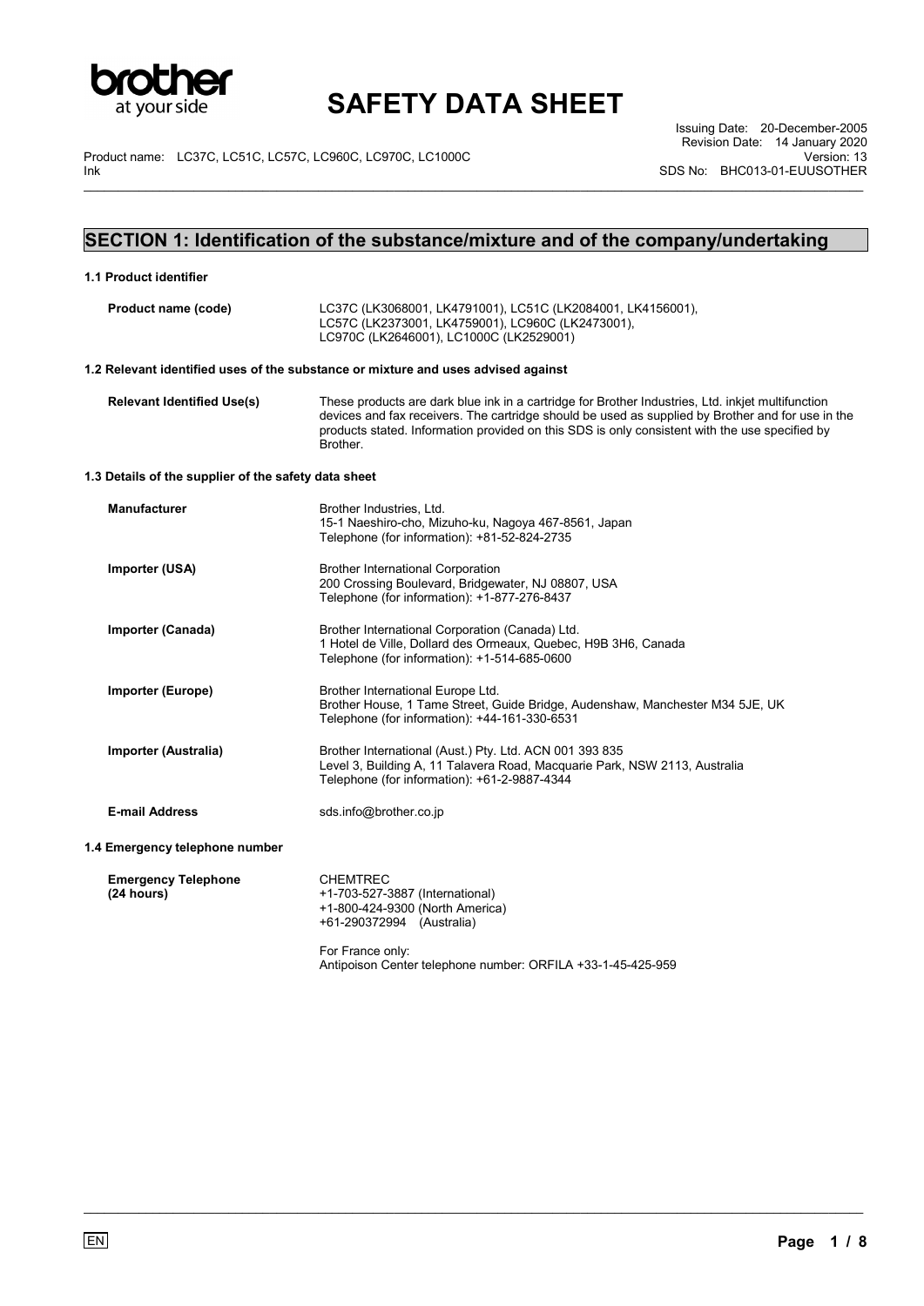# SAFETY DATA SHEET

Product name: LC37C, LC51C, LC57C, LC960C, LC970C, LC1000C Ink

Issuing Date: 20-December-2005
Revision Date: 14 January 2020
Version: 13
SDS No: BHC013-01-EUUSOTHER

## SECTION 1: Identification of the substance/mixture and of the company/undertaking

### 1.1 Product identifier

**Product name (code)**
LC37C (LK3068001, LK4791001), LC51C (LK2084001, LK4156001), LC57C (LK2373001, LK4759001), LC960C (LK2473001), LC970C (LK2646001), LC1000C (LK2529001)

### 1.2 Relevant identified uses of the substance or mixture and uses advised against

**Relevant Identified Use(s)**
These products are dark blue ink in a cartridge for Brother Industries, Ltd. inkjet multifunction devices and fax receivers. The cartridge should be used as supplied by Brother and for use in the products stated. Information provided on this SDS is only consistent with the use specified by Brother.

### 1.3 Details of the supplier of the safety data sheet

**Manufacturer**
Brother Industries, Ltd.
15-1 Naeshiro-cho, Mizuho-ku, Nagoya 467-8561, Japan
Telephone (for information): +81-52-824-2735

**Importer (USA)**
Brother International Corporation
200 Crossing Boulevard, Bridgewater, NJ 08807, USA
Telephone (for information): +1-877-276-8437

**Importer (Canada)**
Brother International Corporation (Canada) Ltd.
1 Hotel de Ville, Dollard des Ormeaux, Quebec, H9B 3H6, Canada
Telephone (for information): +1-514-685-0600

**Importer (Europe)**
Brother International Europe Ltd.
Brother House, 1 Tame Street, Guide Bridge, Audenshaw, Manchester M34 5JE, UK
Telephone (for information): +44-161-330-6531

**Importer (Australia)**
Brother International (Aust.) Pty. Ltd. ACN 001 393 835
Level 3, Building A, 11 Talavera Road, Macquarie Park, NSW 2113, Australia
Telephone (for information): +61-2-9887-4344

**E-mail Address**
sds.info@brother.co.jp

### 1.4 Emergency telephone number

**Emergency Telephone (24 hours)**
CHEMTREC
+1-703-527-3887 (International)
+1-800-424-9300 (North America)
+61-290372994 (Australia)

For France only:
Antipoison Center telephone number: ORFILA +33-1-45-425-959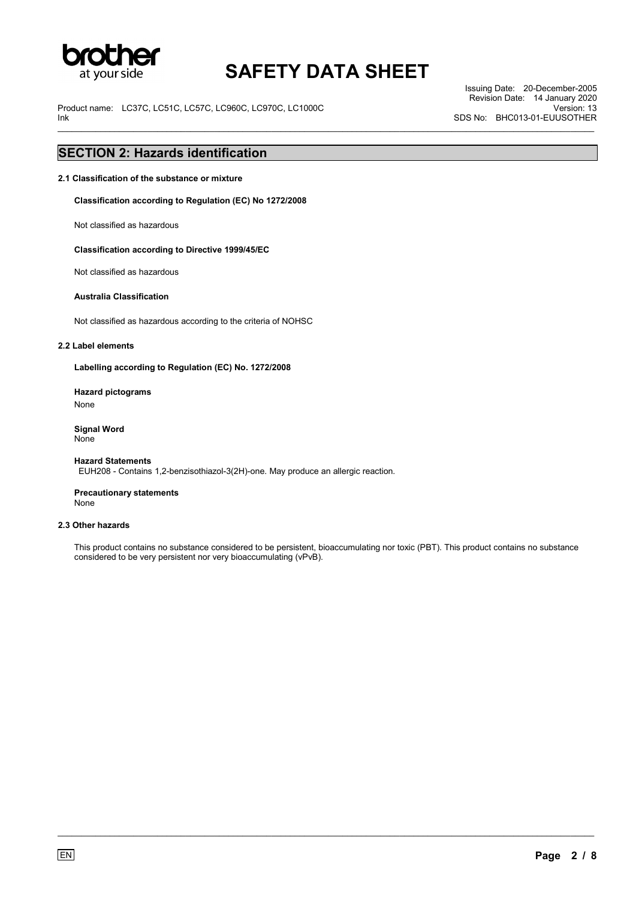## SECTION 2: Hazards identification

### 2.1 Classification of the substance or mixture

**Classification according to Regulation (EC) No 1272/2008**

Not classified as hazardous

**Classification according to Directive 1999/45/EC**

Not classified as hazardous

**Australia Classification**

Not classified as hazardous according to the criteria of NOHSC

### 2.2 Label elements

**Labelling according to Regulation (EC) No. 1272/2008**

**Hazard pictograms**

None

**Signal Word**

None

**Hazard Statements**

EUH208 - Contains 1,2-benzisothiazol-3(2H)-one. May produce an allergic reaction.

**Precautionary statements**

None

### 2.3 Other hazards

This product contains no substance considered to be persistent, bioaccumulating nor toxic (PBT). This product contains no substance considered to be very persistent nor very bioaccumulating (vPvB).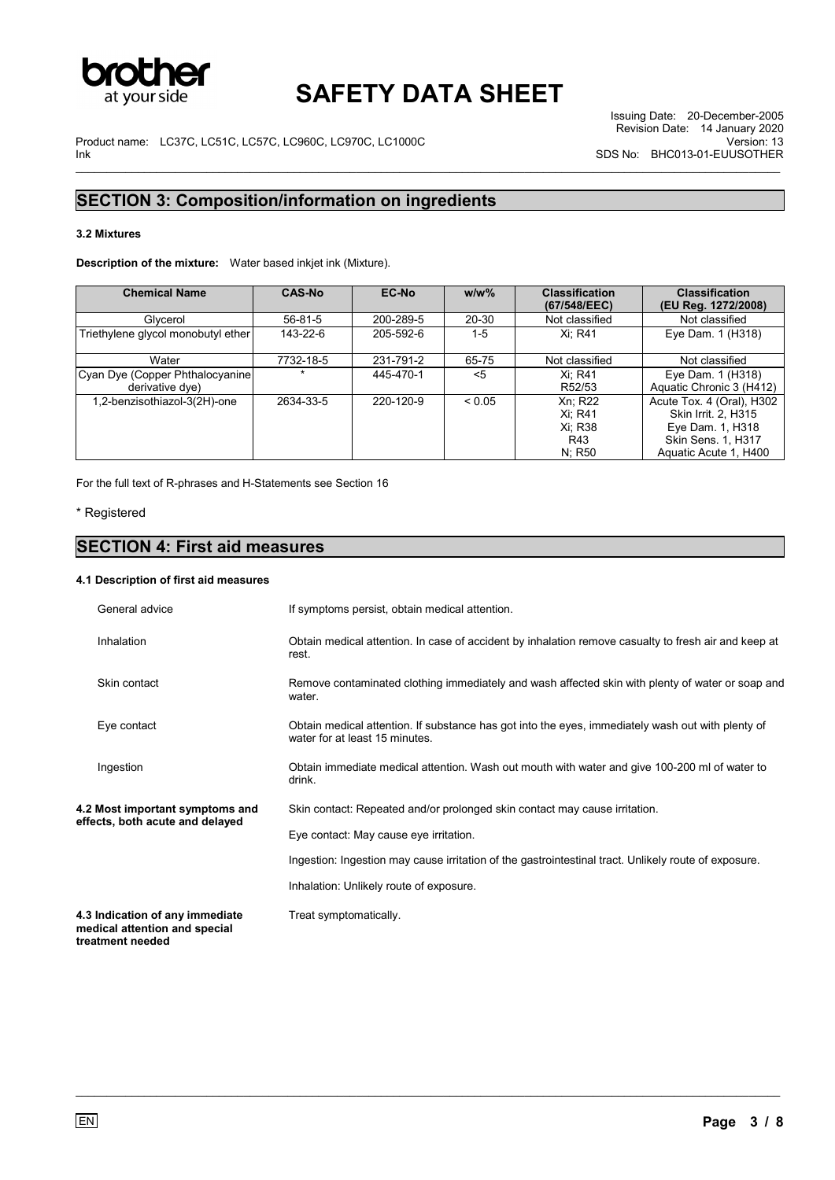## SECTION 3: Composition/information on ingredients

### 3.2 Mixtures

**Description of the mixture:** Water based inkjet ink (Mixture).

| Chemical Name | CAS-No | EC-No | w/w% | Classification (67/548/EEC) | Classification (EU Reg. 1272/2008) |
|---|---|---|---|---|---|
| Glycerol | 56-81-5 | 200-289-5 | 20-30 | Not classified | Not classified |
| Triethylene glycol monobutyl ether | 143-22-6 | 205-592-6 | 1-5 | Xi; R41 | Eye Dam. 1 (H318) |
| Water | 7732-18-5 | 231-791-2 | 65-75 | Not classified | Not classified |
| Cyan Dye (Copper Phthalocyanine derivative dye) | * | 445-470-1 | <5 | Xi; R41<br>R52/53 | Eye Dam. 1 (H318)<br>Aquatic Chronic 3 (H412) |
| 1,2-benzisothiazol-3(2H)-one | 2634-33-5 | 220-120-9 | < 0.05 | Xn; R22<br>Xi; R41<br>Xi; R38<br>R43<br>N; R50 | Acute Tox. 4 (Oral), H302<br>Skin Irrit. 2, H315<br>Eye Dam. 1, H318<br>Skin Sens. 1, H317<br>Aquatic Acute 1, H400 |

For the full text of R-phrases and H-Statements see Section 16

\* Registered

## SECTION 4: First aid measures

### 4.1 Description of first aid measures

**General advice**
If symptoms persist, obtain medical attention.

**Inhalation**
Obtain medical attention. In case of accident by inhalation remove casualty to fresh air and keep at rest.

**Skin contact**
Remove contaminated clothing immediately and wash affected skin with plenty of water or soap and water.

**Eye contact**
Obtain medical attention. If substance has got into the eyes, immediately wash out with plenty of water for at least 15 minutes.

**Ingestion**
Obtain immediate medical attention. Wash out mouth with water and give 100-200 ml of water to drink.

### 4.2 Most important symptoms and effects, both acute and delayed

Skin contact: Repeated and/or prolonged skin contact may cause irritation.

Eye contact: May cause eye irritation.

Ingestion: Ingestion may cause irritation of the gastrointestinal tract. Unlikely route of exposure.

Inhalation: Unlikely route of exposure.

### 4.3 Indication of any immediate medical attention and special treatment needed

Treat symptomatically.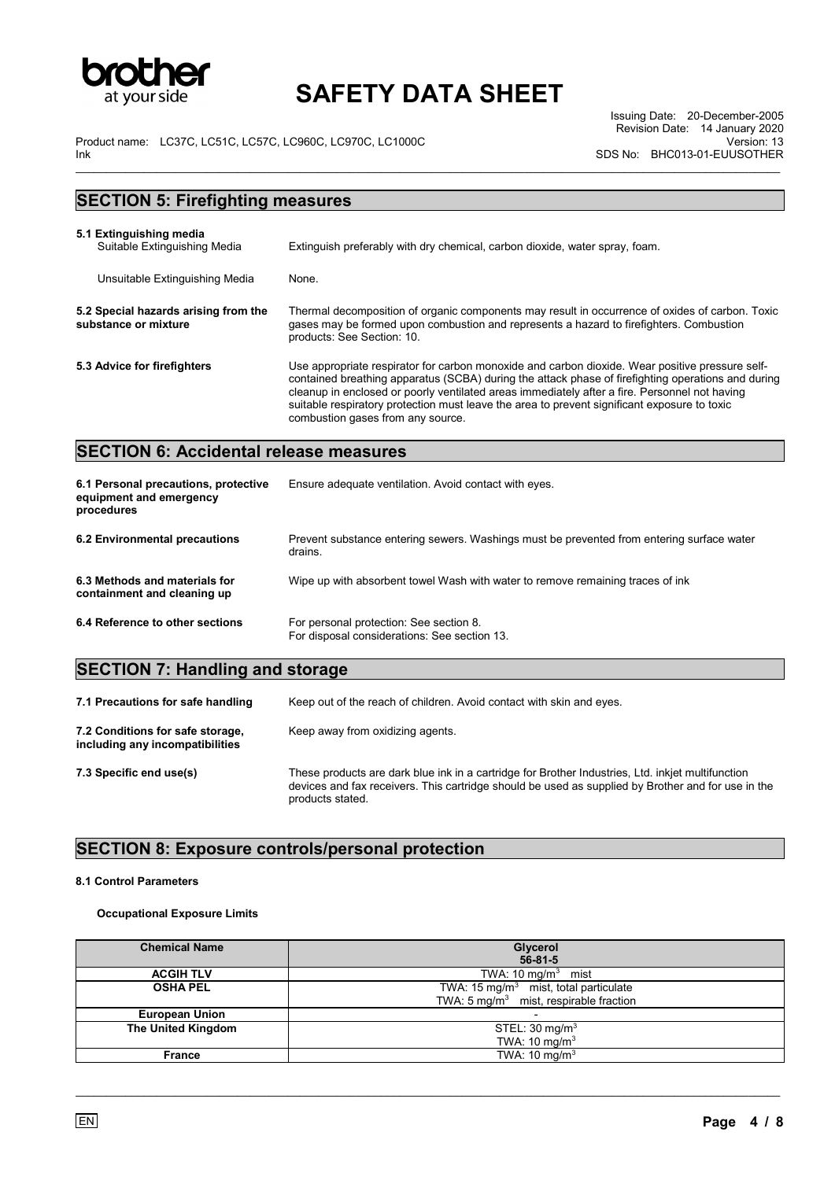## SECTION 5: Firefighting measures

**5.1 Extinguishing media**

Suitable Extinguishing Media: Extinguish preferably with dry chemical, carbon dioxide, water spray, foam.

Unsuitable Extinguishing Media: None.

**5.2 Special hazards arising from the substance or mixture**: Thermal decomposition of organic components may result in occurrence of oxides of carbon. Toxic gases may be formed upon combustion and represents a hazard to firefighters. Combustion products: See Section: 10.

**5.3 Advice for firefighters**: Use appropriate respirator for carbon monoxide and carbon dioxide. Wear positive pressure self-contained breathing apparatus (SCBA) during the attack phase of firefighting operations and during cleanup in enclosed or poorly ventilated areas immediately after a fire. Personnel not having suitable respiratory protection must leave the area to prevent significant exposure to toxic combustion gases from any source.

## SECTION 6: Accidental release measures

**6.1 Personal precautions, protective equipment and emergency procedures**: Ensure adequate ventilation. Avoid contact with eyes.

**6.2 Environmental precautions**: Prevent substance entering sewers. Washings must be prevented from entering surface water drains.

**6.3 Methods and materials for containment and cleaning up**: Wipe up with absorbent towel Wash with water to remove remaining traces of ink

**6.4 Reference to other sections**: For personal protection: See section 8.
For disposal considerations: See section 13.

## SECTION 7: Handling and storage

**7.1 Precautions for safe handling**: Keep out of the reach of children. Avoid contact with skin and eyes.

**7.2 Conditions for safe storage, including any incompatibilities**: Keep away from oxidizing agents.

**7.3 Specific end use(s)**: These products are dark blue ink in a cartridge for Brother Industries, Ltd. inkjet multifunction devices and fax receivers. This cartridge should be used as supplied by Brother and for use in the products stated.

## SECTION 8: Exposure controls/personal protection

**8.1 Control Parameters**

**Occupational Exposure Limits**

| Chemical Name | Glycerol 56-81-5 |
|---|---|
| **ACGIH TLV** | TWA: 10 mg/m$^3$ mist |
| **OSHA PEL** | TWA: 15 mg/m$^3$ mist, total particulate<br>TWA: 5 mg/m$^3$ mist, respirable fraction |
| **European Union** | - |
| **The United Kingdom** | STEL: 30 mg/m$^3$<br>TWA: 10 mg/m$^3$ |
| **France** | TWA: 10 mg/m$^3$ |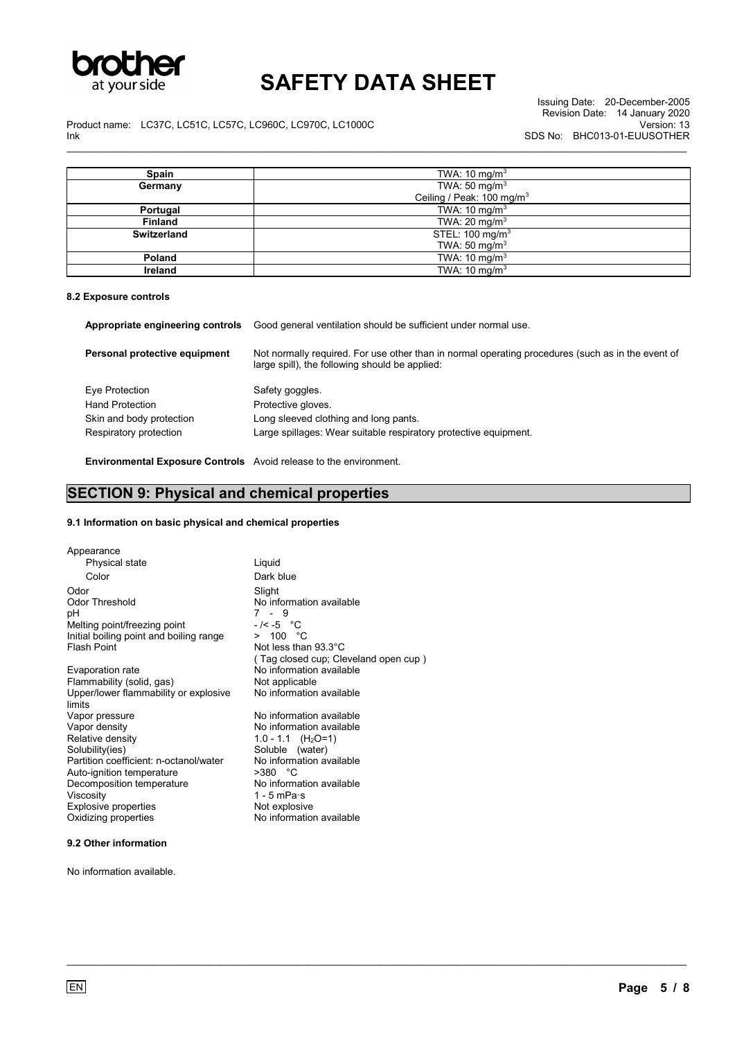| Spain | TWA: 10 mg/m$^3$ |
|---|---|
| Germany | TWA: 50 mg/m$^3$<br>Ceiling / Peak: 100 mg/m$^3$ |
| Portugal | TWA: 10 mg/m$^3$ |
| Finland | TWA: 20 mg/m$^3$ |
| Switzerland | STEL: 100 mg/m$^3$<br>TWA: 50 mg/m$^3$ |
| Poland | TWA: 10 mg/m$^3$ |
| Ireland | TWA: 10 mg/m$^3$ |

#### 8.2 Exposure controls

**Appropriate engineering controls** Good general ventilation should be sufficient under normal use.

**Personal protective equipment** Not normally required. For use other than in normal operating procedures (such as in the event of large spill), the following should be applied:

| | |
|---|---|
| Eye Protection | Safety goggles. |
| Hand Protection | Protective gloves. |
| Skin and body protection | Long sleeved clothing and long pants. |
| Respiratory protection | Large spillages: Wear suitable respiratory protective equipment. |

**Environmental Exposure Controls** Avoid release to the environment.

## SECTION 9: Physical and chemical properties

#### 9.1 Information on basic physical and chemical properties

| | |
|---|---|
| Appearance | |
| Physical state | Liquid |
| Color | Dark blue |
| Odor | Slight |
| Odor Threshold | No information available |
| pH | 7 - 9 |
| Melting point/freezing point | - /< -5 °C |
| Initial boiling point and boiling range | > 100 °C |
| Flash Point | Not less than 93.3°C<br>( Tag closed cup; Cleveland open cup ) |
| Evaporation rate | No information available |
| Flammability (solid, gas) | Not applicable |
| Upper/lower flammability or explosive limits | No information available |
| Vapor pressure | No information available |
| Vapor density | No information available |
| Relative density | 1.0 - 1.1 ($H_2O$=1) |
| Solubility(ies) | Soluble (water) |
| Partition coefficient: n-octanol/water | No information available |
| Auto-ignition temperature | >380 °C |
| Decomposition temperature | No information available |
| Viscosity | 1 - 5 mPa·s |
| Explosive properties | Not explosive |
| Oxidizing properties | No information available |

#### 9.2 Other information

No information available.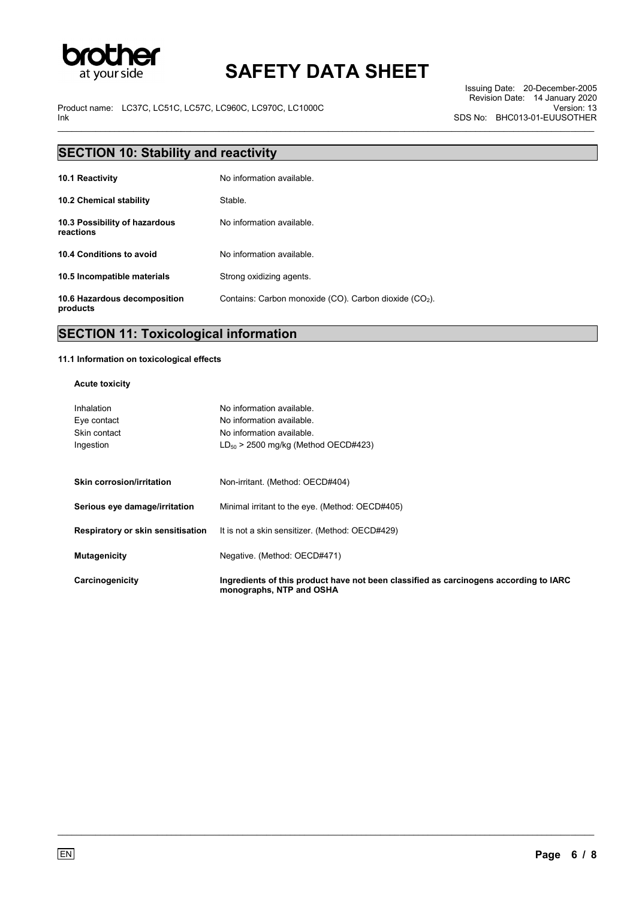## SECTION 10: Stability and reactivity

| | |
|---|---|
| **10.1 Reactivity** | No information available. |
| **10.2 Chemical stability** | Stable. |
| **10.3 Possibility of hazardous reactions** | No information available. |
| **10.4 Conditions to avoid** | No information available. |
| **10.5 Incompatible materials** | Strong oxidizing agents. |
| **10.6 Hazardous decomposition products** | Contains: Carbon monoxide (CO). Carbon dioxide ($CO_2$). |

## SECTION 11: Toxicological information

**11.1 Information on toxicological effects**

**Acute toxicity**

| | |
|---|---|
| Inhalation | No information available. |
| Eye contact | No information available. |
| Skin contact | No information available. |
| Ingestion | $LD_{50}$ > 2500 mg/kg (Method OECD#423) |

| | |
|---|---|
| **Skin corrosion/irritation** | Non-irritant. (Method: OECD#404) |
| **Serious eye damage/irritation** | Minimal irritant to the eye. (Method: OECD#405) |
| **Respiratory or skin sensitisation** | It is not a skin sensitizer. (Method: OECD#429) |
| **Mutagenicity** | Negative. (Method: OECD#471) |
| **Carcinogenicity** | **Ingredients of this product have not been classified as carcinogens according to IARC monographs, NTP and OSHA** |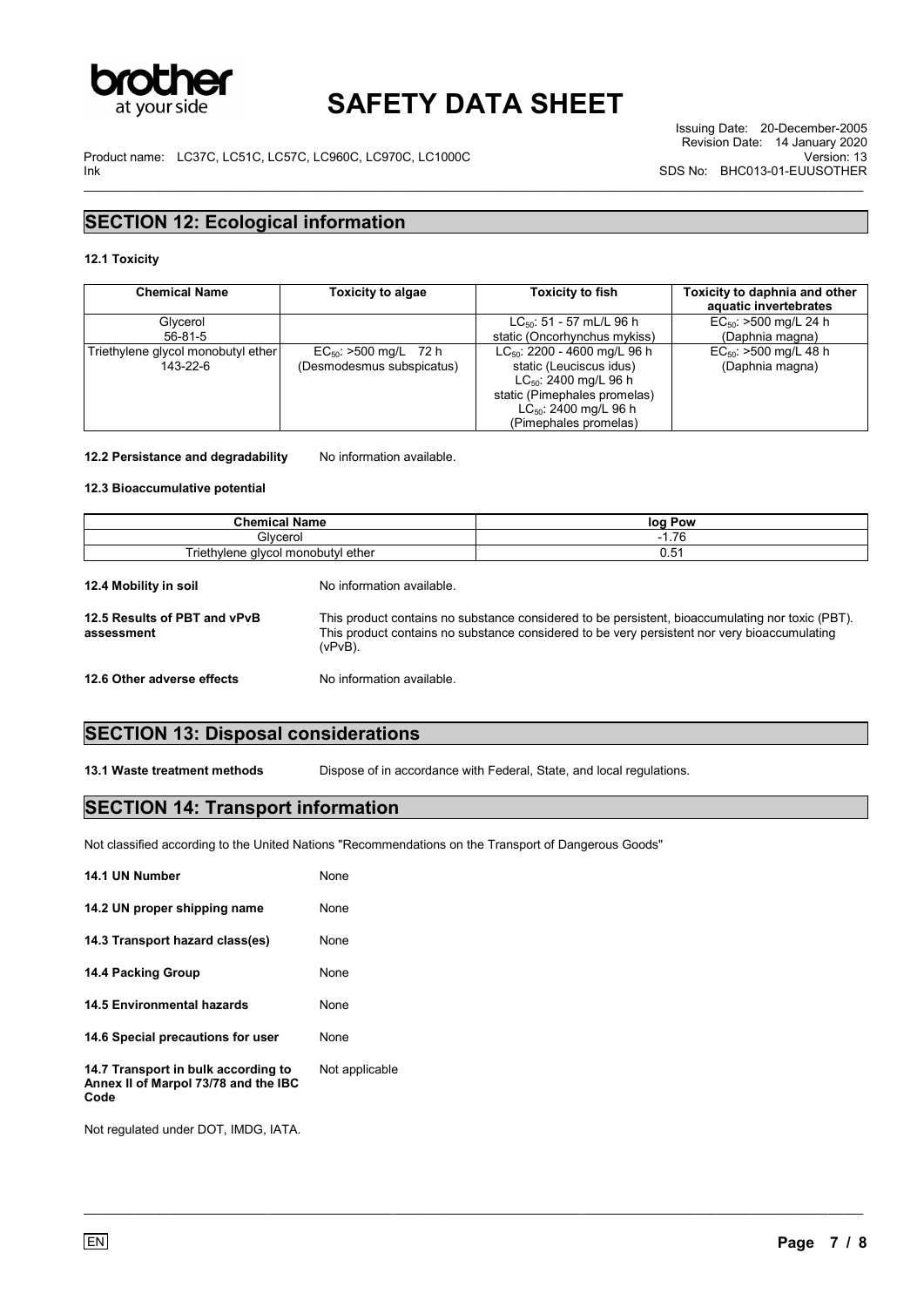## SECTION 12: Ecological information

### 12.1 Toxicity

| Chemical Name | Toxicity to algae | Toxicity to fish | Toxicity to daphnia and other aquatic invertebrates |
|---|---|---|---|
| Glycerol<br>56-81-5 | | $LC_{50}$: 51 - 57 mL/L 96 h static (Oncorhynchus mykiss) | $EC_{50}$: >500 mg/L 24 h (Daphnia magna) |
| Triethylene glycol monobutyl ether<br>143-22-6 | $EC_{50}$: >500 mg/L 72 h (Desmodesmus subspicatus) | $LC_{50}$: 2200 - 4600 mg/L 96 h static (Leuciscus idus)<br>$LC_{50}$: 2400 mg/L 96 h static (Pimephales promelas)<br>$LC_{50}$: 2400 mg/L 96 h (Pimephales promelas) | $EC_{50}$: >500 mg/L 48 h (Daphnia magna) |

**12.2 Persistance and degradability** No information available.

### 12.3 Bioaccumulative potential

| Chemical Name | log Pow |
|---|---|
| Glycerol | -1.76 |
| Triethylene glycol monobutyl ether | 0.51 |

**12.4 Mobility in soil** No information available.

**12.5 Results of PBT and vPvB assessment** This product contains no substance considered to be persistent, bioaccumulating nor toxic (PBT). This product contains no substance considered to be very persistent nor very bioaccumulating (vPvB).

**12.6 Other adverse effects** No information available.

## SECTION 13: Disposal considerations

**13.1 Waste treatment methods** Dispose of in accordance with Federal, State, and local regulations.

## SECTION 14: Transport information

Not classified according to the United Nations "Recommendations on the Transport of Dangerous Goods"

**14.1 UN Number** None

**14.2 UN proper shipping name** None

**14.3 Transport hazard class(es)** None

**14.4 Packing Group** None

**14.5 Environmental hazards** None

**14.6 Special precautions for user** None

**14.7 Transport in bulk according to Annex II of Marpol 73/78 and the IBC Code** Not applicable

Not regulated under DOT, IMDG, IATA.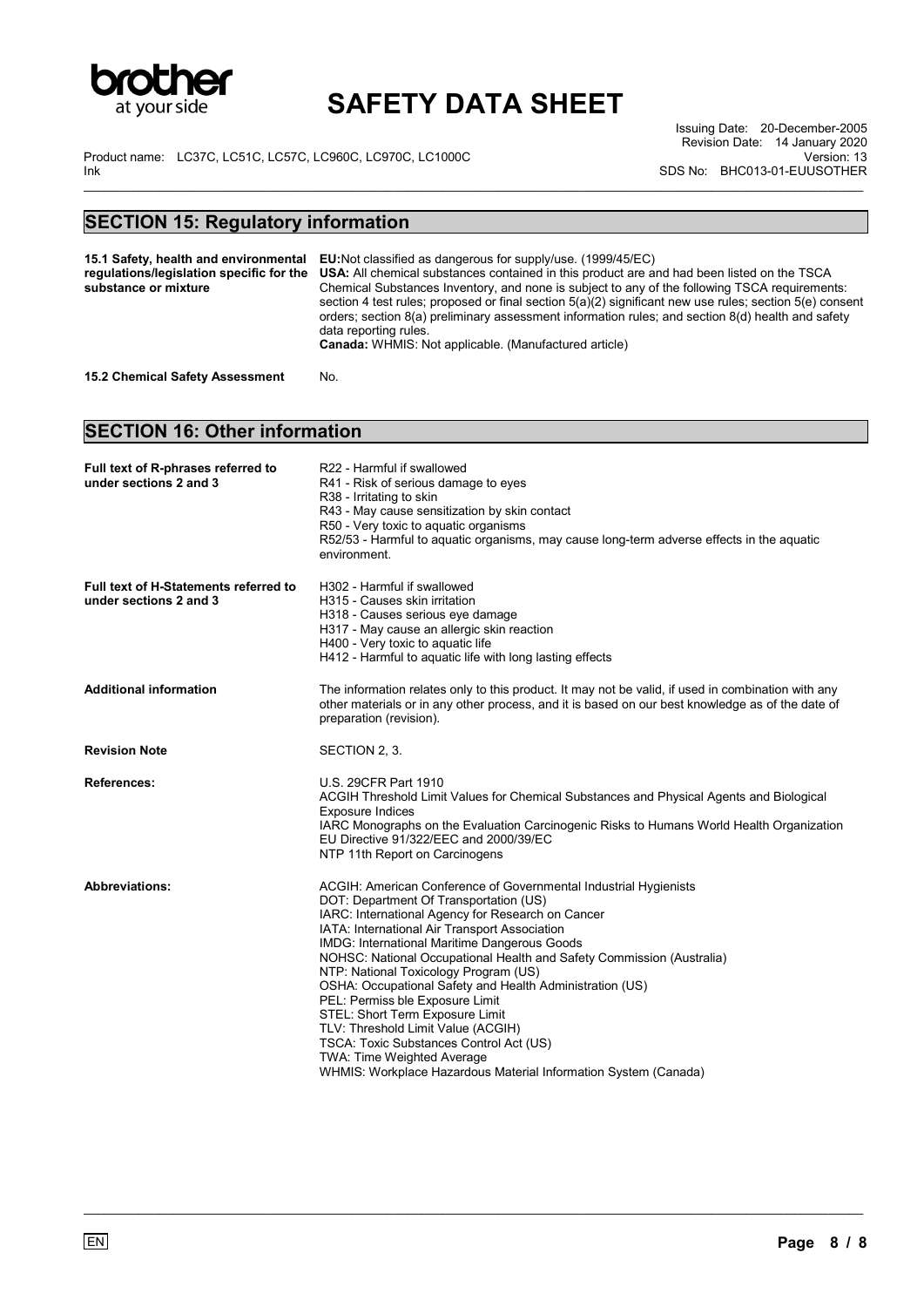## SECTION 15: Regulatory information

| | |
|---|---|
| **15.1 Safety, health and environmental regulations/legislation specific for the substance or mixture** | **EU:**Not classified as dangerous for supply/use. (1999/45/EC)<br>**USA:** All chemical substances contained in this product are and had been listed on the TSCA Chemical Substances Inventory, and none is subject to any of the following TSCA requirements: section 4 test rules; proposed or final section 5(a)(2) significant new use rules; section 5(e) consent orders; section 8(a) preliminary assessment information rules; and section 8(d) health and safety data reporting rules.<br>**Canada:** WHMIS: Not applicable. (Manufactured article) |
| **15.2 Chemical Safety Assessment** | No. |

## SECTION 16: Other information

| | |
|---|---|
| **Full text of R-phrases referred to under sections 2 and 3** | R22 - Harmful if swallowed<br>R41 - Risk of serious damage to eyes<br>R38 - Irritating to skin<br>R43 - May cause sensitization by skin contact<br>R50 - Very toxic to aquatic organisms<br>R52/53 - Harmful to aquatic organisms, may cause long-term adverse effects in the aquatic environment. |
| **Full text of H-Statements referred to under sections 2 and 3** | H302 - Harmful if swallowed<br>H315 - Causes skin irritation<br>H318 - Causes serious eye damage<br>H317 - May cause an allergic skin reaction<br>H400 - Very toxic to aquatic life<br>H412 - Harmful to aquatic life with long lasting effects |
| **Additional information** | The information relates only to this product. It may not be valid, if used in combination with any other materials or in any other process, and it is based on our best knowledge as of the date of preparation (revision). |
| **Revision Note** | SECTION 2, 3. |
| **References:** | U.S. 29CFR Part 1910<br>ACGIH Threshold Limit Values for Chemical Substances and Physical Agents and Biological Exposure Indices<br>IARC Monographs on the Evaluation Carcinogenic Risks to Humans World Health Organization<br>EU Directive 91/322/EEC and 2000/39/EC<br>NTP 11th Report on Carcinogens |
| **Abbreviations:** | ACGIH: American Conference of Governmental Industrial Hygienists<br>DOT: Department Of Transportation (US)<br>IARC: International Agency for Research on Cancer<br>IATA: International Air Transport Association<br>IMDG: International Maritime Dangerous Goods<br>NOHSC: National Occupational Health and Safety Commission (Australia)<br>NTP: National Toxicology Program (US)<br>OSHA: Occupational Safety and Health Administration (US)<br>PEL: Permiss ble Exposure Limit<br>STEL: Short Term Exposure Limit<br>TLV: Threshold Limit Value (ACGIH)<br>TSCA: Toxic Substances Control Act (US)<br>TWA: Time Weighted Average<br>WHMIS: Workplace Hazardous Material Information System (Canada) |